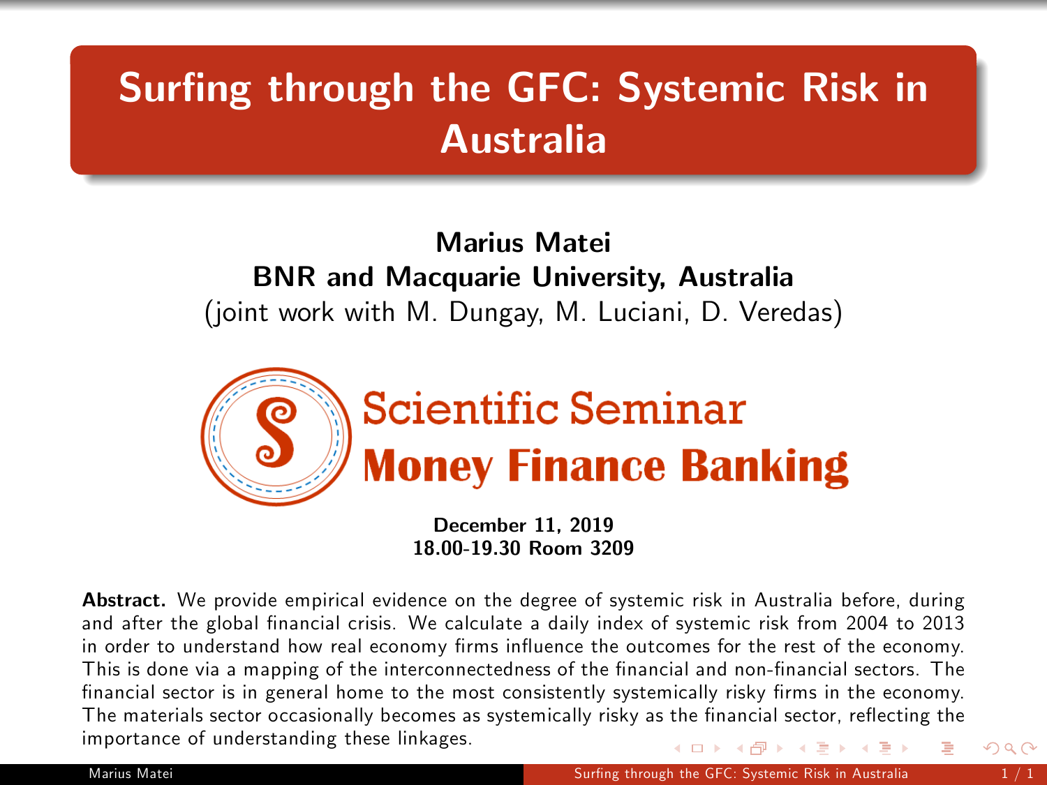# Surfing through the GFC: Systemic Risk in Australia

**Marius Matei**
**BNR and Macquarie University, Australia**
(joint work with M. Dungay, M. Luciani, D. Veredas)

Scientific Seminar
**Money Finance Banking**

**December 11, 2019**
**18.00-19.30 Room 3209**

**Abstract.** We provide empirical evidence on the degree of systemic risk in Australia before, during and after the global financial crisis. We calculate a daily index of systemic risk from 2004 to 2013 in order to understand how real economy firms influence the outcomes for the rest of the economy. This is done via a mapping of the interconnectedness of the financial and non-financial sectors. The financial sector is in general home to the most consistently systemically risky firms in the economy. The materials sector occasionally becomes as systemically risky as the financial sector, reflecting the importance of understanding these linkages.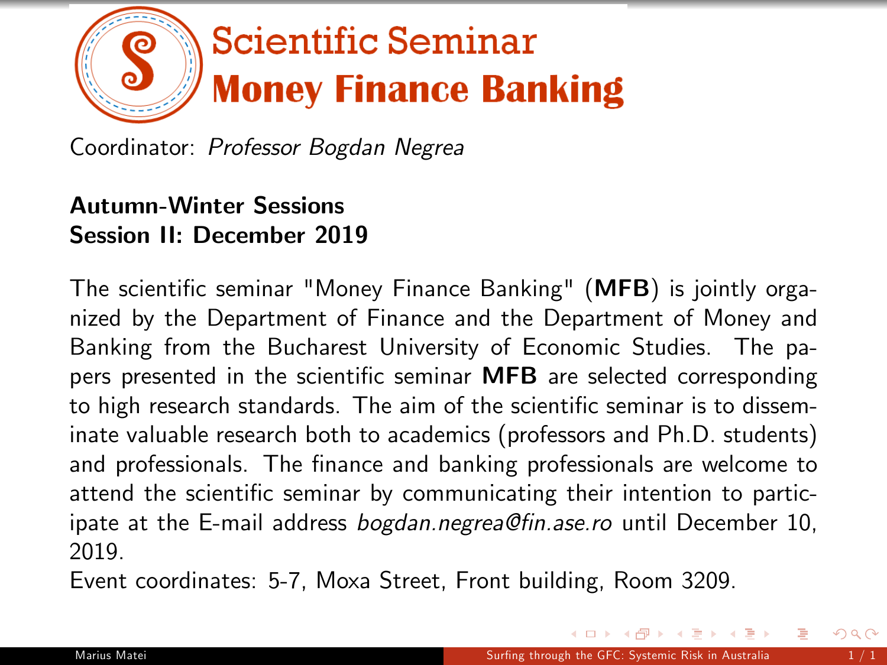# Scientific Seminar
# Money Finance Banking

Coordinator: *Professor Bogdan Negrea*

**Autumn-Winter Sessions**
**Session II: December 2019**

The scientific seminar "Money Finance Banking" (**MFB**) is jointly organized by the Department of Finance and the Department of Money and Banking from the Bucharest University of Economic Studies. The papers presented in the scientific seminar **MFB** are selected corresponding to high research standards. The aim of the scientific seminar is to disseminate valuable research both to academics (professors and Ph.D. students) and professionals. The finance and banking professionals are welcome to attend the scientific seminar by communicating their intention to participate at the E-mail address *bogdan.negrea@fin.ase.ro* until December 10, 2019.
Event coordinates: 5-7, Moxa Street, Front building, Room 3209.